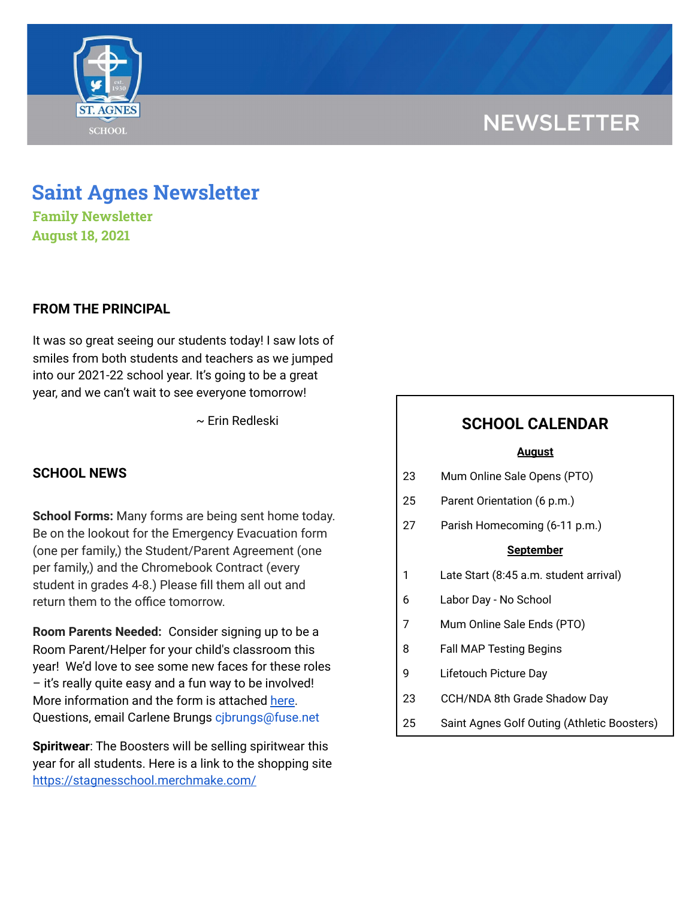# NEWSLETTER

# Saint Agnes Newsletter

**Family Newsletter**

**August 18, 2021**

## FROM THE PRINCIPAL

It was so great seeing our students today! I saw lots of smiles from both students and teachers as we jumped into our 2021-22 school year. It's going to be a great year, and we can't wait to see everyone tomorrow!

~ Erin Redleski

## SCHOOL NEWS

**School Forms:** Many forms are being sent home today. Be on the lookout for the Emergency Evacuation form (one per family,) the Student/Parent Agreement (one per family,) and the Chromebook Contract (every student in grades 4-8.) Please fill them all out and return them to the office tomorrow.

**Room Parents Needed:** Consider signing up to be a Room Parent/Helper for your child's classroom this year! We'd love to see some new faces for these roles – it's really quite easy and a fun way to be involved! More information and the form is attached here. Questions, email Carlene Brungs cjbrungs@fuse.net

**Spiritwear**: The Boosters will be selling spiritwear this year for all students. Here is a link to the shopping site https://stagnesschool.merchmake.com/

## SCHOOL CALENDAR

**August**

| | |
|---|---|
| 23 | Mum Online Sale Opens (PTO) |
| 25 | Parent Orientation (6 p.m.) |
| 27 | Parish Homecoming (6-11 p.m.) |

**September**

| | |
|---|---|
| 1 | Late Start (8:45 a.m. student arrival) |
| 6 | Labor Day - No School |
| 7 | Mum Online Sale Ends (PTO) |
| 8 | Fall MAP Testing Begins |
| 9 | Lifetouch Picture Day |
| 23 | CCH/NDA 8th Grade Shadow Day |
| 25 | Saint Agnes Golf Outing (Athletic Boosters) |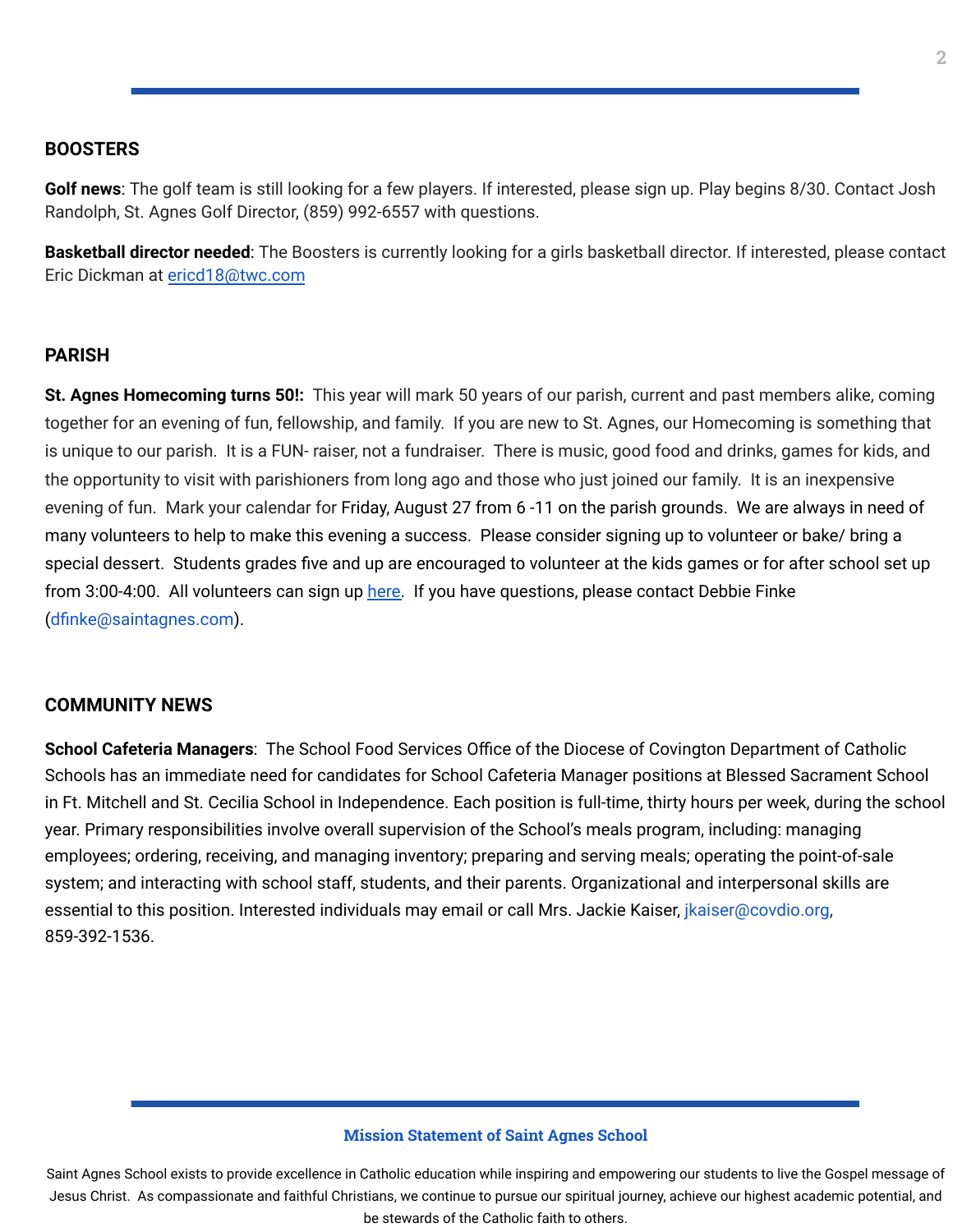## BOOSTERS

**Golf news**: The golf team is still looking for a few players. If interested, please sign up. Play begins 8/30. Contact Josh Randolph, St. Agnes Golf Director, (859) 992-6557 with questions.

**Basketball director needed**: The Boosters is currently looking for a girls basketball director. If interested, please contact Eric Dickman at ericd18@twc.com

## PARISH

**St. Agnes Homecoming turns 50!:** This year will mark 50 years of our parish, current and past members alike, coming together for an evening of fun, fellowship, and family. If you are new to St. Agnes, our Homecoming is something that is unique to our parish. It is a FUN- raiser, not a fundraiser. There is music, good food and drinks, games for kids, and the opportunity to visit with parishioners from long ago and those who just joined our family. It is an inexpensive evening of fun. Mark your calendar for Friday, August 27 from 6 -11 on the parish grounds. We are always in need of many volunteers to help to make this evening a success. Please consider signing up to volunteer or bake/ bring a special dessert. Students grades five and up are encouraged to volunteer at the kids games or for after school set up from 3:00-4:00. All volunteers can sign up here. If you have questions, please contact Debbie Finke (dfinke@saintagnes.com).

## COMMUNITY NEWS

**School Cafeteria Managers**: The School Food Services Office of the Diocese of Covington Department of Catholic Schools has an immediate need for candidates for School Cafeteria Manager positions at Blessed Sacrament School in Ft. Mitchell and St. Cecilia School in Independence. Each position is full-time, thirty hours per week, during the school year. Primary responsibilities involve overall supervision of the School's meals program, including: managing employees; ordering, receiving, and managing inventory; preparing and serving meals; operating the point-of-sale system; and interacting with school staff, students, and their parents. Organizational and interpersonal skills are essential to this position. Interested individuals may email or call Mrs. Jackie Kaiser, jkaiser@covdio.org, 859-392-1536.

**Mission Statement of Saint Agnes School**

Saint Agnes School exists to provide excellence in Catholic education while inspiring and empowering our students to live the Gospel message of Jesus Christ. As compassionate and faithful Christians, we continue to pursue our spiritual journey, achieve our highest academic potential, and be stewards of the Catholic faith to others.